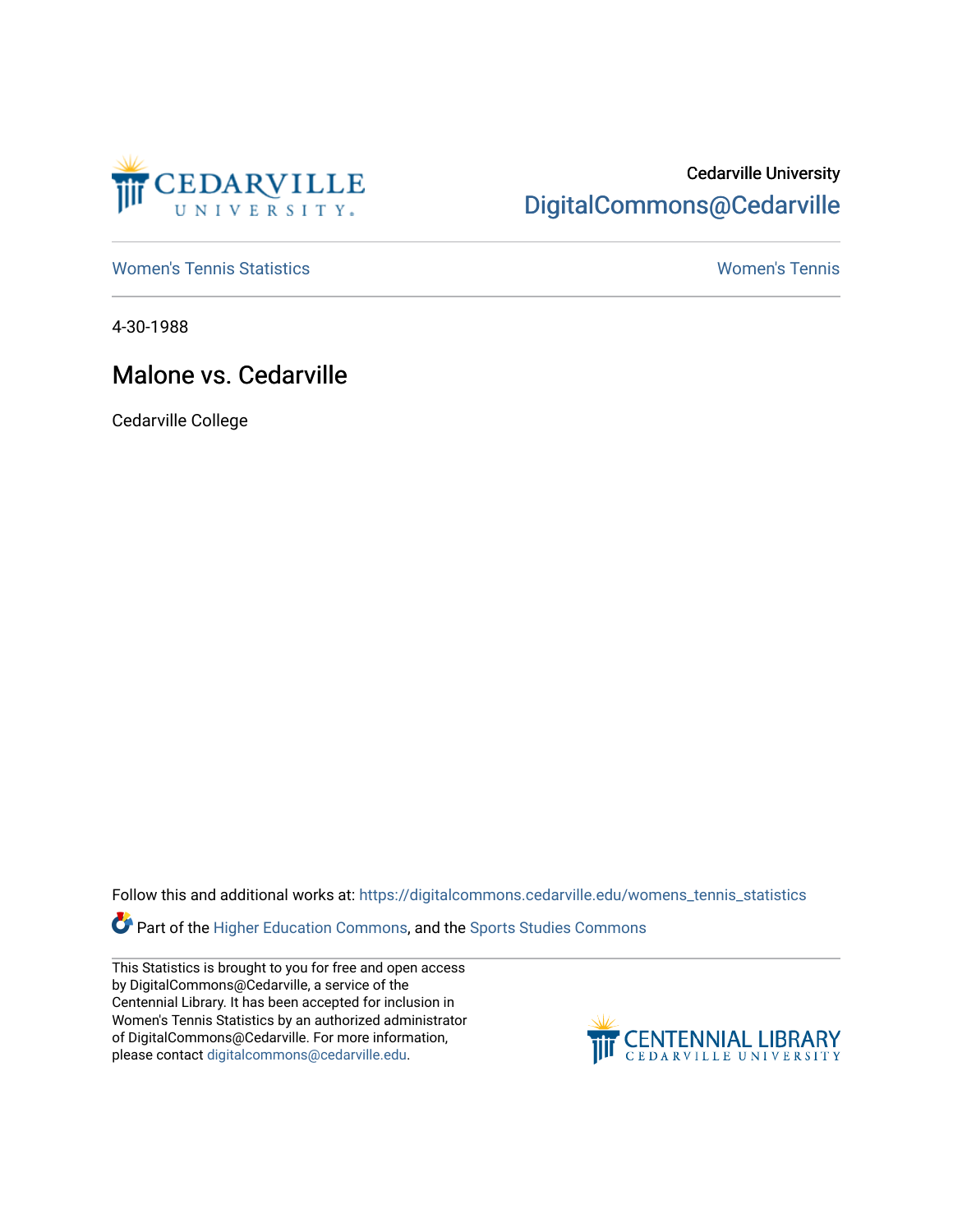Cedarville University

DigitalCommons@Cedarville

Women's Tennis Statistics

Women's Tennis

4-30-1988

# Malone vs. Cedarville

Cedarville College

Follow this and additional works at: https://digitalcommons.cedarville.edu/womens_tennis_statistics

Part of the Higher Education Commons, and the Sports Studies Commons

This Statistics is brought to you for free and open access by DigitalCommons@Cedarville, a service of the Centennial Library. It has been accepted for inclusion in Women's Tennis Statistics by an authorized administrator of DigitalCommons@Cedarville. For more information, please contact digitalcommons@cedarville.edu.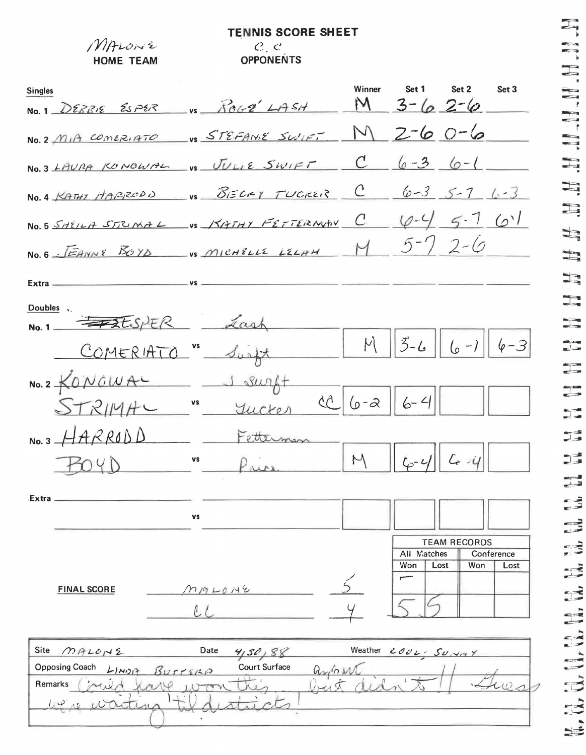# TENNIS SCORE SHEET

MALONE
HOME TEAM

C. C
OPPONENTS

## Singles

| | | | Winner | Set 1 | Set 2 | Set 3 |
|---|---|---|---|---|---|---|
| No. 1 | DEBBIE ESPER | vs ROGE' LASH | M | 3-6 | 2-6 | |
| No. 2 | MIA COMERIATO | vs STEFANIE SWIFT | M | 2-6 | 0-6 | |
| No. 3 | LAURA KONOWAL | vs JULIE SWIFT | C | 6-3 | 6-1 | |
| No. 4 | KATHY HARRODD | vs BECKY TUCKER | C | 6-3 | 5-7 | 6-3 |
| No. 5 | SHEILA STRIMAL | vs KATHY FETTERMAN | C | 6-4 | 5-7 | 6-1 |
| No. 6 | JEANNE BOYD | vs MICHELLE LELAH | M | 5-7 | 2-6 | |
| Extra | | vs | | | | |

## Doubles

| | | | Winner | Set 1 | Set 2 | Set 3 |
|---|---|---|---|---|---|---|
| No. 1 | ~~E~~ESPER / COMERIATO | vs Lash / Swift | M | 3-6 | 6-1 | 6-3 |
| No. 2 | KONOWAL / STRIMAL | vs J Swift / Tucker | CC | 6-2 | 6-4 | |
| No. 3 | HARRODD / BOYD | vs Fetterman / Price | M | 6-4 | 6-4 | |
| Extra | | vs | | | | |

| TEAM RECORDS | | | |
|---|---|---|---|
| All Matches | | Conference | |
| Won | Lost | Won | Lost |
| – | | | |
| 5 | 5 | | |

**FINAL SCORE**

| | |
|---|---|
| MALONE | 5 |
| CC | 4 |

Site: MALONE  Date: 4/30/88  Weather: COOL; SUNNY

Opposing Coach: LINDA BUTTERA  Court Surface: Asphalt

Remarks: Could have won this but didn't!! Guess we're waiting 'til districts!